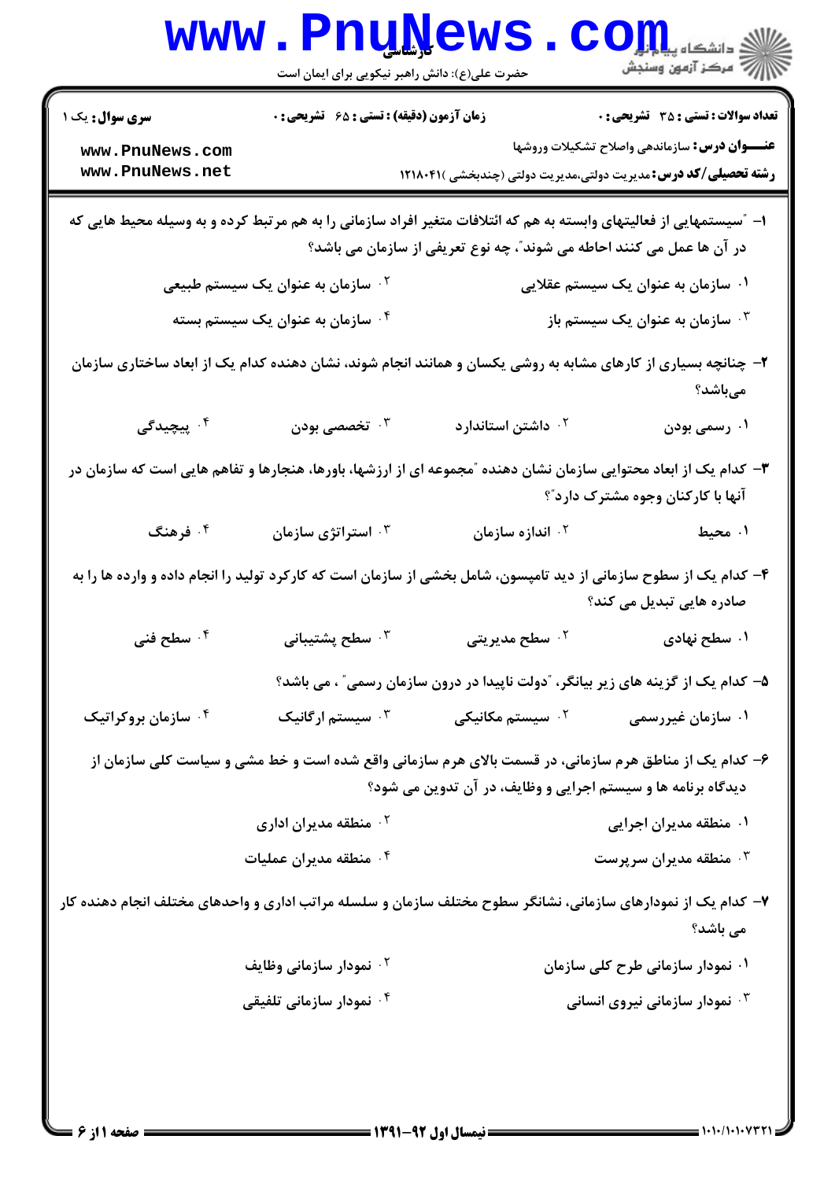**سری سوال:** یک ۱

**زمان آزمون (دقیقه) : تستی : ۶۵ تشریحی : ۰**

**تعداد سوالات : تستی : ۳۵ تشریحی : ۰**

**عنـــوان درس:** سازماندهی واصلاح تشکیلات وروشها

**رشته تحصیلی/کد درس:** مدیریت دولتی،مدیریت دولتی (چندبخشی )۱۲۱۸۰۴۱

۱- "سیستمهایی از فعالیتهای وابسته به هم که ائتلافات متغیر افراد سازمانی را به هم مرتبط کرده و به وسیله محیط هایی که در آن ها عمل می کنند احاطه می شوند"، چه نوع تعریفی از سازمان می باشد؟

۱. سازمان به عنوان یک سیستم عقلایی
۲. سازمان به عنوان یک سیستم طبیعی
۳. سازمان به عنوان یک سیستم باز
۴. سازمان به عنوان یک سیستم بسته

۲- چنانچه بسیاری از کارهای مشابه به روشی یکسان و همانند انجام شوند، نشان دهنده کدام یک از ابعاد ساختاری سازمان می‌باشد؟

۱. رسمی بودن
۲. داشتن استاندارد
۳. تخصصی بودن
۴. پیچیدگی

۳- کدام یک از ابعاد محتوایی سازمان نشان دهنده "مجموعه ای از ارزشها، باورها، هنجارها و تفاهم هایی است که سازمان در آنها با کارکنان وجوه مشترک دارد"؟

۱. محیط
۲. اندازه سازمان
۳. استراتژی سازمان
۴. فرهنگ

۴- کدام یک از سطوح سازمانی از دید تامپسون، شامل بخشی از سازمان است که کارکرد تولید را انجام داده و وارده ها را به صادره هایی تبدیل می کند؟

۱. سطح نهادی
۲. سطح مدیریتی
۳. سطح پشتیبانی
۴. سطح فنی

۵- کدام یک از گزینه های زیر بیانگر، "دولت ناپیدا در درون سازمان رسمی" ، می باشد؟

۱. سازمان غیررسمی
۲. سیستم مکانیکی
۳. سیستم ارگانیک
۴. سازمان بروکراتیک

۶- کدام یک از مناطق هرم سازمانی، در قسمت بالای هرم سازمانی واقع شده است و خط مشی و سیاست کلی سازمان از دیدگاه برنامه ها و سیستم اجرایی و وظایف، در آن تدوین می شود؟

۱. منطقه مدیران اجرایی
۲. منطقه مدیران اداری
۳. منطقه مدیران سرپرست
۴. منطقه مدیران عملیات

۷- کدام یک از نمودارهای سازمانی، نشانگر سطوح مختلف سازمان و سلسله مراتب اداری و واحدهای مختلف انجام دهنده کار می باشد؟

۱. نمودار سازمانی طرح کلی سازمان
۲. نمودار سازمانی وظایف
۳. نمودار سازمانی نیروی انسانی
۴. نمودار سازمانی تلفیقی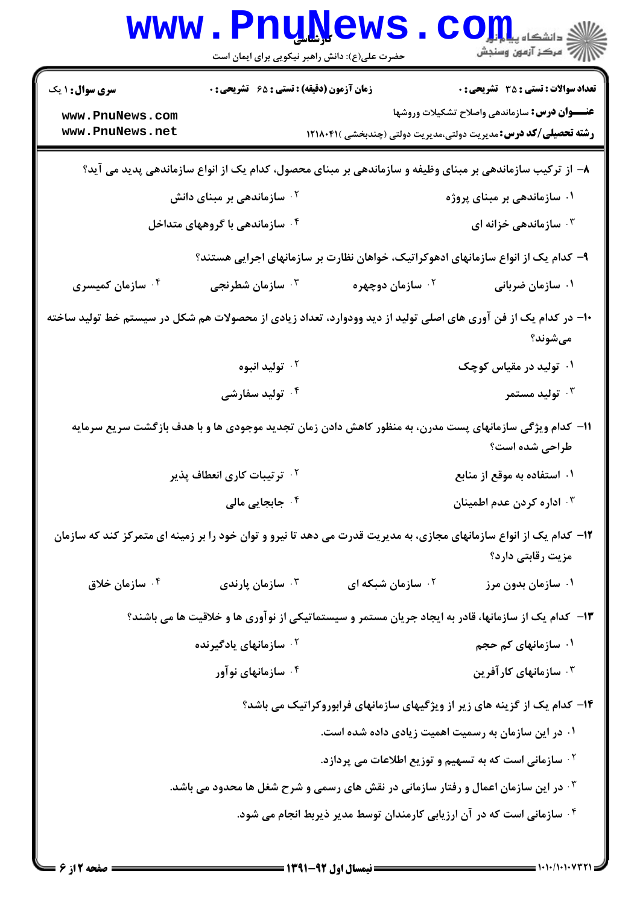۸- از ترکیب سازماندهی بر مبنای وظیفه و سازماندهی بر مبنای محصول، کدام یک از انواع سازماندهی پدید می آید؟

۱. سازماندهی بر مبنای پروژه

۲. سازماندهی بر مبنای دانش

۳. سازماندهی خزانه ای

۴. سازماندهی با گروههای متداخل

۹- کدام یک از انواع سازمانهای ادهوکراتیک، خواهان نظارت بر سازمانهای اجرایی هستند؟

۱. سازمان ضربانی

۲. سازمان دوچهره

۳. سازمان شطرنجی

۴. سازمان کمیسری

۱۰- در کدام یک از فن آوری های اصلی تولید از دید وودوارد، تعداد زیادی از محصولات هم شکل در سیستم خط تولید ساخته می‌شوند؟

۱. تولید در مقیاس کوچک

۲. تولید انبوه

۳. تولید مستمر

۴. تولید سفارشی

۱۱- کدام ویژگی سازمانهای پست مدرن، به منظور کاهش دادن زمان تجدید موجودی ها و با هدف بازگشت سریع سرمایه طراحی شده است؟

۱. استفاده به موقع از منابع

۲. ترتیبات کاری انعطاف پذیر

۳. اداره کردن عدم اطمینان

۴. جابجایی مالی

۱۲- کدام یک از انواع سازمانهای مجازی، به مدیریت قدرت می دهد تا نیرو و توان خود را بر زمینه ای متمرکز کند که سازمان مزیت رقابتی دارد؟

۱. سازمان بدون مرز

۲. سازمان شبکه ای

۳. سازمان پارندی

۴. سازمان خلاق

۱۳- کدام یک از سازمانها، قادر به ایجاد جریان مستمر و سیستماتیکی از نوآوری ها و خلاقیت ها می باشند؟

۱. سازمانهای کم حجم

۲. سازمانهای یادگیرنده

۳. سازمانهای کارآفرین

۴. سازمانهای نوآور

۱۴- کدام یک از گزینه های زیر از ویژگیهای سازمانهای فرابوروکراتیک می باشد؟

۱. در این سازمان به رسمیت اهمیت زیادی داده شده است.

۲. سازمانی است که به تسهیم و توزیع اطلاعات می پردازد.

۳. در این سازمان اعمال و رفتار سازمانی در نقش های رسمی و شرح شغل ها محدود می باشد.

۴. سازمانی است که در آن ارزیابی کارمندان توسط مدیر ذیربط انجام می شود.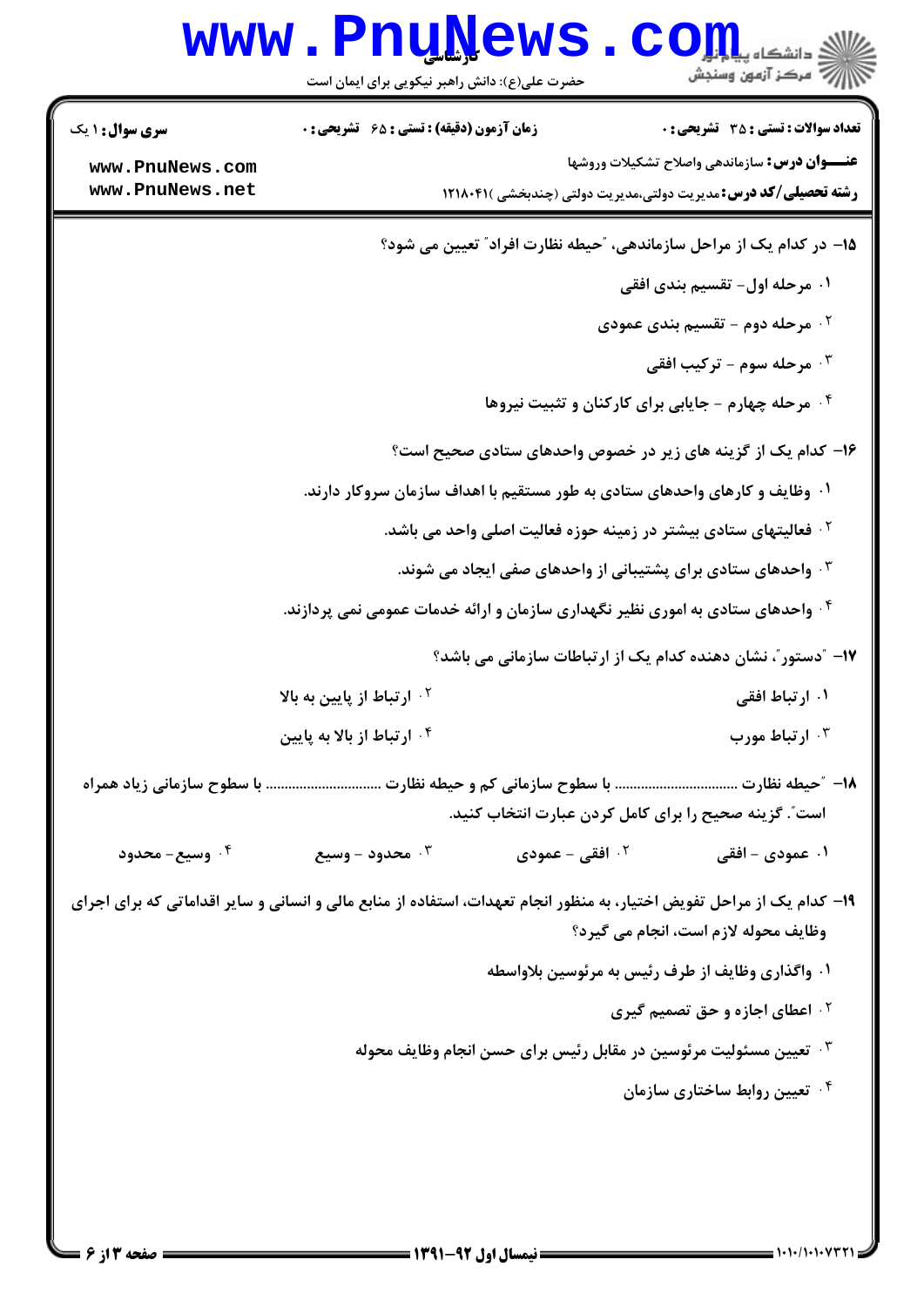۱۵- در کدام یک از مراحل سازماندهی، "حیطه نظارت افراد" تعیین می شود؟

۱. مرحله اول- تقسیم بندی افقی

۲. مرحله دوم - تقسیم بندی عمودی

۳. مرحله سوم - ترکیب افقی

۴. مرحله چهارم - جایابی برای کارکنان و تثبیت نیروها

۱۶- کدام یک از گزینه های زیر در خصوص واحدهای ستادی صحیح است؟

۱. وظایف و کارهای واحدهای ستادی به طور مستقیم با اهداف سازمان سروکار دارند.

۲. فعالیتهای ستادی بیشتر در زمینه حوزه فعالیت اصلی واحد می باشد.

۳. واحدهای ستادی برای پشتیبانی از واحدهای صفی ایجاد می شوند.

۴. واحدهای ستادی به اموری نظیر نگهداری سازمان و ارائه خدمات عمومی نمی پردازند.

۱۷- "دستور"، نشان دهنده کدام یک از ارتباطات سازمانی می باشد؟

۱. ارتباط افقی

۲. ارتباط از پایین به بالا

۳. ارتباط مورب

۴. ارتباط از بالا به پایین

۱۸- "حیطه نظارت ................................ با سطوح سازمانی کم و حیطه نظارت ................................ با سطوح سازمانی زیاد همراه است". گزینه صحیح را برای کامل کردن عبارت انتخاب کنید.

۱. عمودی - افقی

۲. افقی - عمودی

۳. محدود - وسیع

۴. وسیع- محدود

۱۹- کدام یک از مراحل تفویض اختیار، به منظور انجام تعهدات، استفاده از منابع مالی و انسانی و سایر اقداماتی که برای اجرای وظایف محوله لازم است، انجام می گیرد؟

۱. واگذاری وظایف از طرف رئیس به مرئوسین بلاواسطه

۲. اعطای اجازه و حق تصمیم گیری

۳. تعیین مسئولیت مرئوسین در مقابل رئیس برای حسن انجام وظایف محوله

۴. تعیین روابط ساختاری سازمان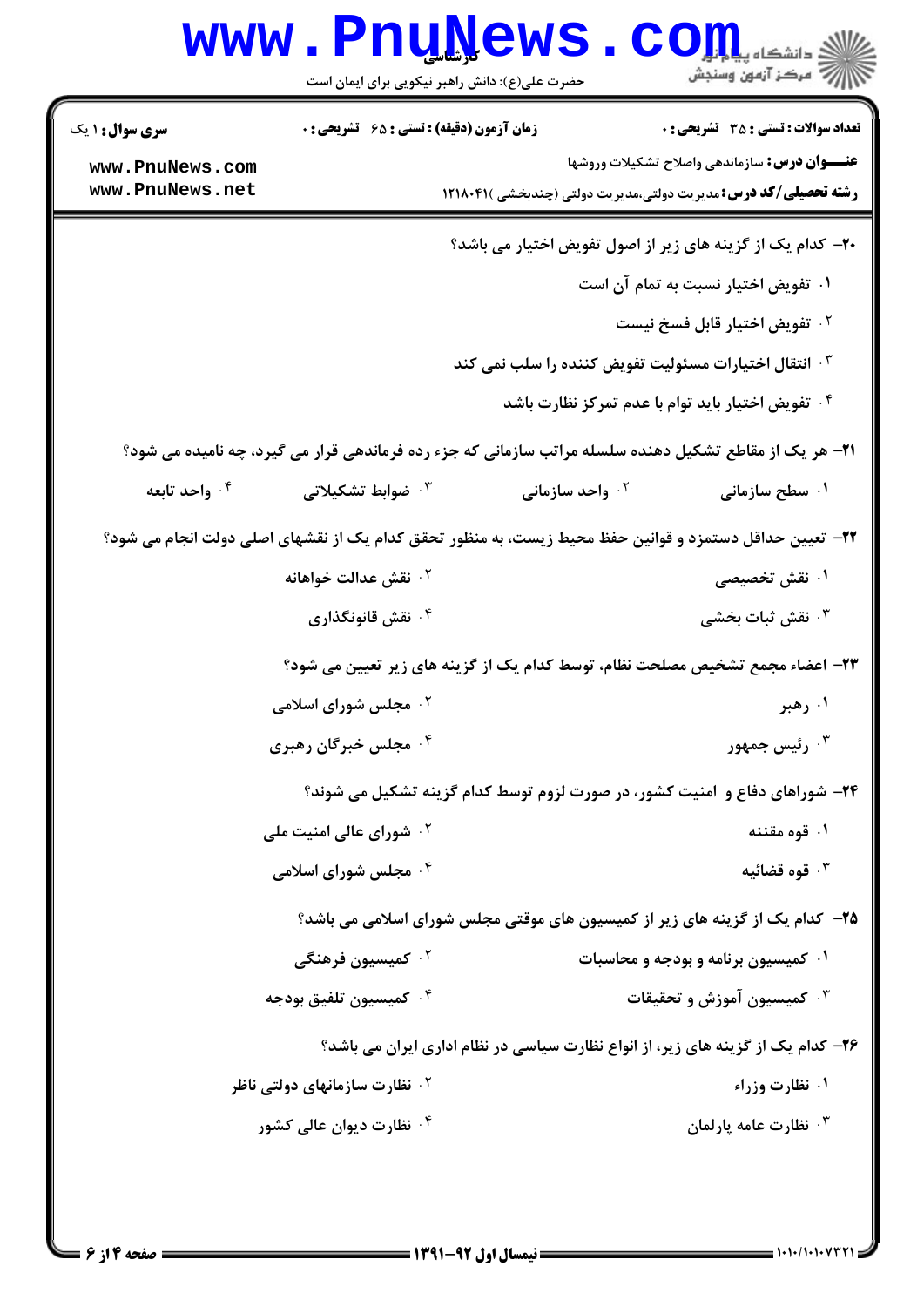**سری سوال:** ۱ یک
**زمان آزمون (دقیقه) : تستی :** ۶۵ **تشریحی :** ۰
**تعداد سوالات : تستی :** ۳۵ **تشریحی :** ۰

**عنـــوان درس:** سازماندهی واصلاح تشکیلات وروشها

**رشته تحصیلی/کد درس:** مدیریت دولتی،مدیریت دولتی (چندبخشی )۱۲۱۸۰۴۱

۲۰- کدام یک از گزینه های زیر از اصول تفویض اختیار می باشد؟

۱. تفویض اختیار نسبت به تمام آن است

۲. تفویض اختیار قابل فسخ نیست

۳. انتقال اختیارات مسئولیت تفویض کننده را سلب نمی کند

۴. تفویض اختیار باید توام با عدم تمرکز نظارت باشد

۲۱- هر یک از مقاطع تشکیل دهنده سلسله مراتب سازمانی که جزء رده فرماندهی قرار می گیرد، چه نامیده می شود؟

۱. سطح سازمانی
۲. واحد سازمانی
۳. ضوابط تشکیلاتی
۴. واحد تابعه

۲۲- تعیین حداقل دستمزد و قوانین حفظ محیط زیست، به منظور تحقق کدام یک از نقشهای اصلی دولت انجام می شود؟

۱. نقش تخصیصی
۲. نقش عدالت خواهانه
۳. نقش ثبات بخشی
۴. نقش قانونگذاری

۲۳- اعضاء مجمع تشخیص مصلحت نظام، توسط کدام یک از گزینه های زیر تعیین می شود؟

۱. رهبر
۲. مجلس شورای اسلامی
۳. رئیس جمهور
۴. مجلس خبرگان رهبری

۲۴- شوراهای دفاع و امنیت کشور، در صورت لزوم توسط کدام گزینه تشکیل می شوند؟

۱. قوه مقننه
۲. شورای عالی امنیت ملی
۳. قوه قضائیه
۴. مجلس شورای اسلامی

۲۵- کدام یک از گزینه های زیر از کمیسیون های موقتی مجلس شورای اسلامی می باشد؟

۱. کمیسیون برنامه و بودجه و محاسبات
۲. کمیسیون فرهنگی
۳. کمیسیون آموزش و تحقیقات
۴. کمیسیون تلفیق بودجه

۲۶- کدام یک از گزینه های زیر، از انواع نظارت سیاسی در نظام اداری ایران می باشد؟

۱. نظارت وزراء
۲. نظارت سازمانهای دولتی ناظر
۳. نظارت عامه پارلمان
۴. نظارت دیوان عالی کشور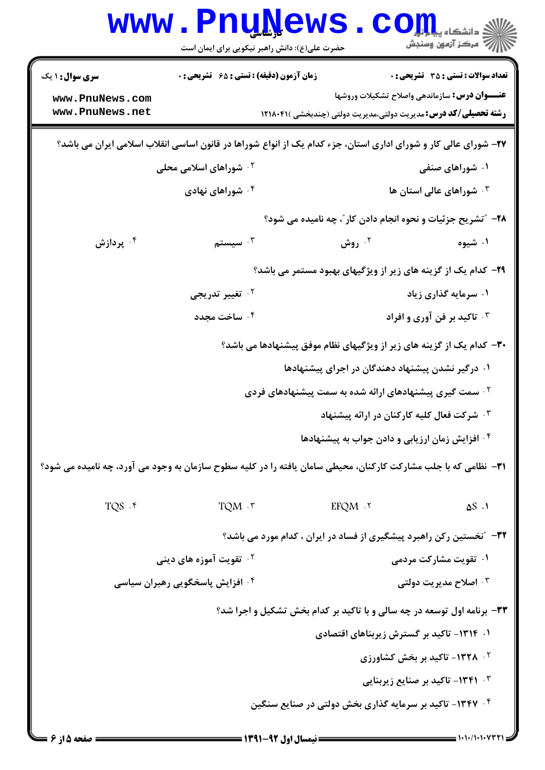۲۷- شورای عالی کار و شورای اداری استان، جزء کدام یک از انواع شوراها در قانون اساسی انقلاب اسلامی ایران می باشد؟

۱. شوراهای صنفی
۲. شوراهای اسلامی محلی
۳. شوراهای عالی استان ها
۴. شوراهای نهادی

۲۸- "تشریح جزئیات و نحوه انجام دادن کار"، چه نامیده می شود؟

۱. شیوه
۲. روش
۳. سیستم
۴. پردازش

۲۹- کدام یک از گزینه های زیر از ویژگیهای بهبود مستمر می باشد؟

۱. سرمایه گذاری زیاد
۲. تغییر تدریجی
۳. تاکید بر فن آوری و افراد
۴. ساخت مجدد

۳۰- کدام یک از گزینه های زیر از ویژگیهای نظام موفق پیشنهادها می باشد؟

۱. درگیر نشدن پیشنهاد دهندگان در اجرای پیشنهادها
۲. سمت گیری پیشنهادهای ارائه شده به سمت پیشنهادهای فردی
۳. شرکت فعال کلیه کارکنان در ارائه پیشنهاد
۴. افزایش زمان ارزیابی و دادن جواب به پیشنهادها

۳۱- نظامی که با جلب مشارکت کارکنان، محیطی سامان یافته را در کلیه سطوح سازمان به وجود می آورد، چه نامیده می شود؟

۱. 5S
۲. EFQM
۳. TQM
۴. TQS

۳۲- "نخستین رکن راهبرد پیشگیری از فساد در ایران ، کدام مورد می باشد؟

۱. تقویت مشارکت مردمی
۲. تقویت آموزه های دینی
۳. اصلاح مدیریت دولتی
۴. افزایش پاسخگویی رهبران سیاسی

۳۳- برنامه اول توسعه در چه سالی و با تاکید بر کدام بخش تشکیل و اجرا شد؟

۱. ۱۳۱۴- تاکید بر گسترش زیربناهای اقتصادی
۲. ۱۳۲۸- تاکید بر بخش کشاورزی
۳. ۱۳۴۱- تاکید بر صنایع زیربنایی
۴. ۱۳۴۷- تاکید بر سرمایه گذاری بخش دولتی در صنایع سنگین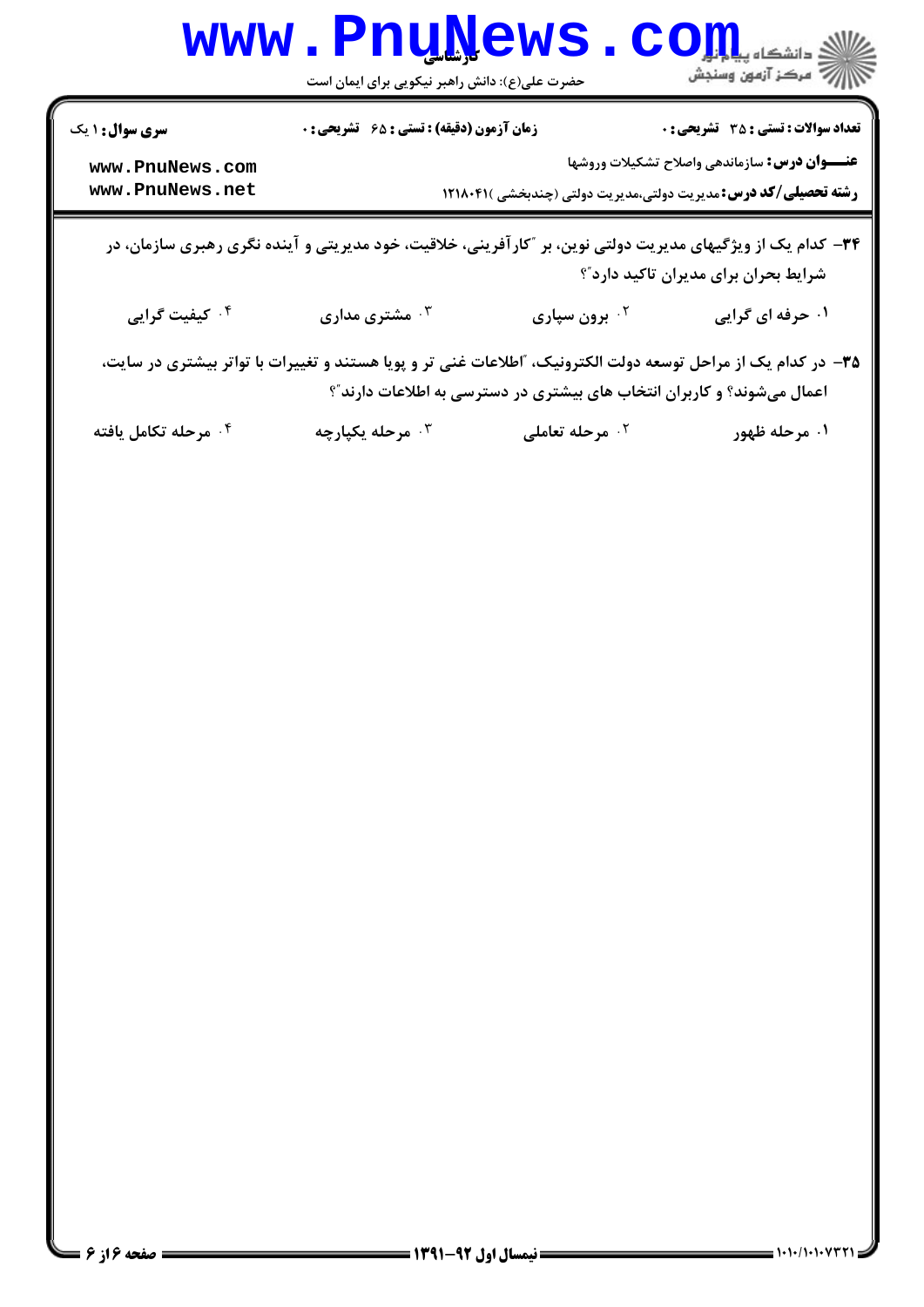**۳۴- کدام یک از ویژگیهای مدیریت دولتی نوین، بر "کارآفرینی، خلاقیت، خود مدیریتی و آینده نگری رهبری سازمان، در شرایط بحران برای مدیران تاکید دارد"؟**

۱. حرفه ای گرایی
۲. برون سپاری
۳. مشتری مداری
۴. کیفیت گرایی

**۳۵- در کدام یک از مراحل توسعه دولت الکترونیک، "اطلاعات غنی تر و پویا هستند و تغییرات با تواتر بیشتری در سایت، اعمال می‌شوند؟ و کاربران انتخاب های بیشتری در دسترسی به اطلاعات دارند"؟**

۱. مرحله ظهور
۲. مرحله تعاملی
۳. مرحله یکپارچه
۴. مرحله تکامل یافته